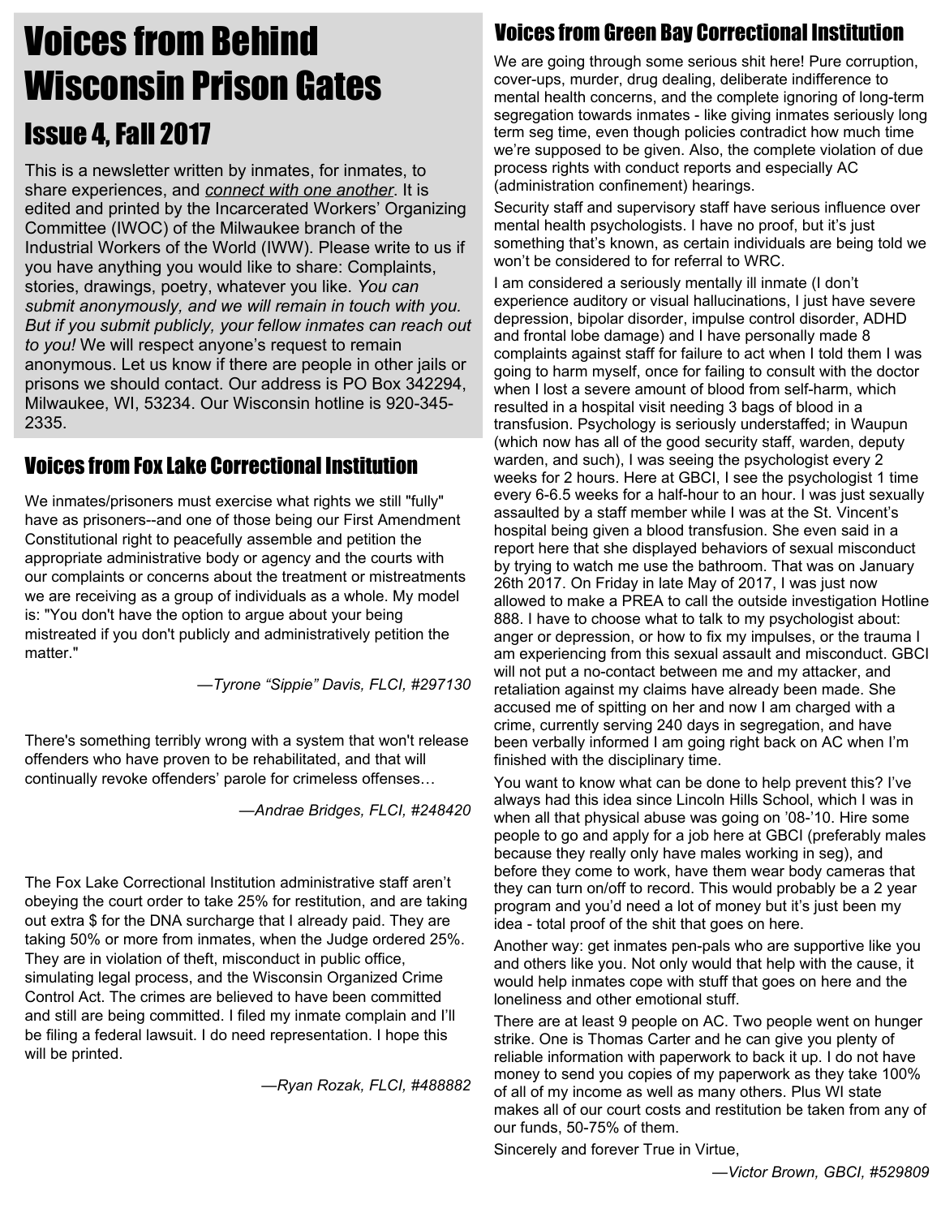# Voices from Behind Wisconsin Prison Gates

## Issue 4, Fall 2017

This is a newsletter written by inmates, for inmates, to share experiences, and *connect with one another*. It is edited and printed by the Incarcerated Workers' Organizing Committee (IWOC) of the Milwaukee branch of the Industrial Workers of the World (IWW). Please write to us if you have anything you would like to share: Complaints, stories, drawings, poetry, whatever you like. *You can submit anonymously, and we will remain in touch with you. But if you submit publicly, your fellow inmates can reach out to you!* We will respect anyone's request to remain anonymous. Let us know if there are people in other jails or prisons we should contact. Our address is PO Box 342294, Milwaukee, WI, 53234. Our Wisconsin hotline is 920-345-2335.

## Voices from Fox Lake Correctional Institution

We inmates/prisoners must exercise what rights we still "fully" have as prisoners--and one of those being our First Amendment Constitutional right to peacefully assemble and petition the appropriate administrative body or agency and the courts with our complaints or concerns about the treatment or mistreatments we are receiving as a group of individuals as a whole. My model is: "You don't have the option to argue about your being mistreated if you don't publicly and administratively petition the matter."

*—Tyrone "Sippie" Davis, FLCI, #297130*

There's something terribly wrong with a system that won't release offenders who have proven to be rehabilitated, and that will continually revoke offenders' parole for crimeless offenses…

*—Andrae Bridges, FLCI, #248420*

The Fox Lake Correctional Institution administrative staff aren't obeying the court order to take 25% for restitution, and are taking out extra $ for the DNA surcharge that I already paid. They are taking 50% or more from inmates, when the Judge ordered 25%. They are in violation of theft, misconduct in public office, simulating legal process, and the Wisconsin Organized Crime Control Act. The crimes are believed to have been committed and still are being committed. I filed my inmate complain and I'll be filing a federal lawsuit. I do need representation. I hope this will be printed.

*—Ryan Rozak, FLCI, #488882*

## Voices from Green Bay Correctional Institution

We are going through some serious shit here! Pure corruption, cover-ups, murder, drug dealing, deliberate indifference to mental health concerns, and the complete ignoring of long-term segregation towards inmates - like giving inmates seriously long term seg time, even though policies contradict how much time we're supposed to be given. Also, the complete violation of due process rights with conduct reports and especially AC (administration confinement) hearings.

Security staff and supervisory staff have serious influence over mental health psychologists. I have no proof, but it's just something that's known, as certain individuals are being told we won't be considered to for referral to WRC.

I am considered a seriously mentally ill inmate (I don't experience auditory or visual hallucinations, I just have severe depression, bipolar disorder, impulse control disorder, ADHD and frontal lobe damage) and I have personally made 8 complaints against staff for failure to act when I told them I was going to harm myself, once for failing to consult with the doctor when I lost a severe amount of blood from self-harm, which resulted in a hospital visit needing 3 bags of blood in a transfusion. Psychology is seriously understaffed; in Waupun (which now has all of the good security staff, warden, deputy warden, and such), I was seeing the psychologist every 2 weeks for 2 hours. Here at GBCI, I see the psychologist 1 time every 6-6.5 weeks for a half-hour to an hour. I was just sexually assaulted by a staff member while I was at the St. Vincent's hospital being given a blood transfusion. She even said in a report here that she displayed behaviors of sexual misconduct by trying to watch me use the bathroom. That was on January 26th 2017. On Friday in late May of 2017, I was just now allowed to make a PREA to call the outside investigation Hotline 888. I have to choose what to talk to my psychologist about: anger or depression, or how to fix my impulses, or the trauma I am experiencing from this sexual assault and misconduct. GBCI will not put a no-contact between me and my attacker, and retaliation against my claims have already been made. She accused me of spitting on her and now I am charged with a crime, currently serving 240 days in segregation, and have been verbally informed I am going right back on AC when I'm finished with the disciplinary time.

You want to know what can be done to help prevent this? I've always had this idea since Lincoln Hills School, which I was in when all that physical abuse was going on '08-'10. Hire some people to go and apply for a job here at GBCI (preferably males because they really only have males working in seg), and before they come to work, have them wear body cameras that they can turn on/off to record. This would probably be a 2 year program and you'd need a lot of money but it's just been my idea - total proof of the shit that goes on here.

Another way: get inmates pen-pals who are supportive like you and others like you. Not only would that help with the cause, it would help inmates cope with stuff that goes on here and the loneliness and other emotional stuff.

There are at least 9 people on AC. Two people went on hunger strike. One is Thomas Carter and he can give you plenty of reliable information with paperwork to back it up. I do not have money to send you copies of my paperwork as they take 100% of all of my income as well as many others. Plus WI state makes all of our court costs and restitution be taken from any of our funds, 50-75% of them.

Sincerely and forever True in Virtue,

*—Victor Brown, GBCI, #529809*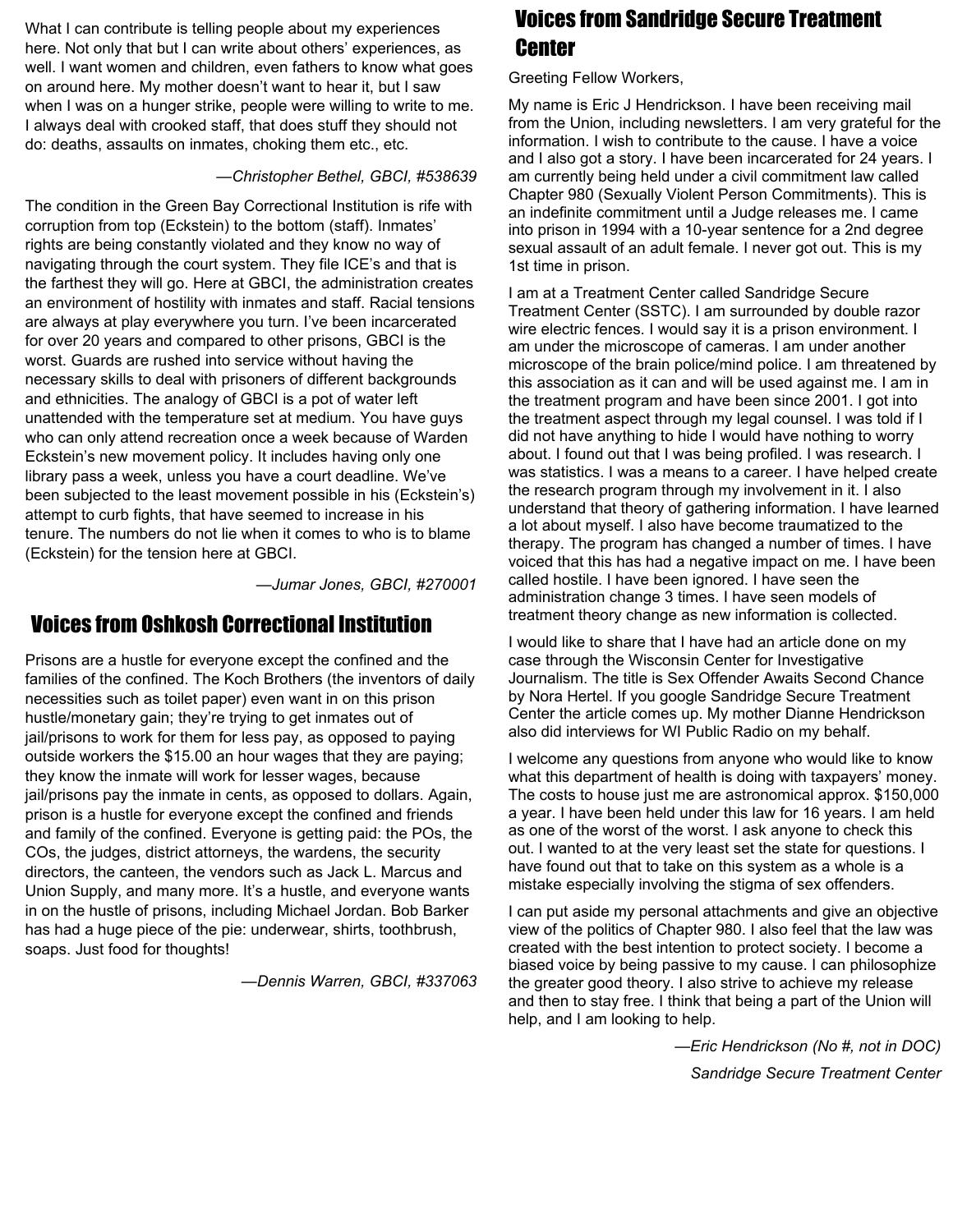What I can contribute is telling people about my experiences here. Not only that but I can write about others' experiences, as well. I want women and children, even fathers to know what goes on around here. My mother doesn't want to hear it, but I saw when I was on a hunger strike, people were willing to write to me. I always deal with crooked staff, that does stuff they should not do: deaths, assaults on inmates, choking them etc., etc.

*—Christopher Bethel, GBCI, #538639*

The condition in the Green Bay Correctional Institution is rife with corruption from top (Eckstein) to the bottom (staff). Inmates' rights are being constantly violated and they know no way of navigating through the court system. They file ICE's and that is the farthest they will go. Here at GBCI, the administration creates an environment of hostility with inmates and staff. Racial tensions are always at play everywhere you turn. I've been incarcerated for over 20 years and compared to other prisons, GBCI is the worst. Guards are rushed into service without having the necessary skills to deal with prisoners of different backgrounds and ethnicities. The analogy of GBCI is a pot of water left unattended with the temperature set at medium. You have guys who can only attend recreation once a week because of Warden Eckstein's new movement policy. It includes having only one library pass a week, unless you have a court deadline. We've been subjected to the least movement possible in his (Eckstein's) attempt to curb fights, that have seemed to increase in his tenure. The numbers do not lie when it comes to who is to blame (Eckstein) for the tension here at GBCI.

*—Jumar Jones, GBCI, #270001*

## Voices from Oshkosh Correctional Institution

Prisons are a hustle for everyone except the confined and the families of the confined. The Koch Brothers (the inventors of daily necessities such as toilet paper) even want in on this prison hustle/monetary gain; they're trying to get inmates out of jail/prisons to work for them for less pay, as opposed to paying outside workers the $15.00 an hour wages that they are paying; they know the inmate will work for lesser wages, because jail/prisons pay the inmate in cents, as opposed to dollars. Again, prison is a hustle for everyone except the confined and friends and family of the confined. Everyone is getting paid: the POs, the COs, the judges, district attorneys, the wardens, the security directors, the canteen, the vendors such as Jack L. Marcus and Union Supply, and many more. It's a hustle, and everyone wants in on the hustle of prisons, including Michael Jordan. Bob Barker has had a huge piece of the pie: underwear, shirts, toothbrush, soaps. Just food for thoughts!

*—Dennis Warren, GBCI, #337063*

## Voices from Sandridge Secure Treatment Center

Greeting Fellow Workers,

My name is Eric J Hendrickson. I have been receiving mail from the Union, including newsletters. I am very grateful for the information. I wish to contribute to the cause. I have a voice and I also got a story. I have been incarcerated for 24 years. I am currently being held under a civil commitment law called Chapter 980 (Sexually Violent Person Commitments). This is an indefinite commitment until a Judge releases me. I came into prison in 1994 with a 10-year sentence for a 2nd degree sexual assault of an adult female. I never got out. This is my 1st time in prison.

I am at a Treatment Center called Sandridge Secure Treatment Center (SSTC). I am surrounded by double razor wire electric fences. I would say it is a prison environment. I am under the microscope of cameras. I am under another microscope of the brain police/mind police. I am threatened by this association as it can and will be used against me. I am in the treatment program and have been since 2001. I got into the treatment aspect through my legal counsel. I was told if I did not have anything to hide I would have nothing to worry about. I found out that I was being profiled. I was research. I was statistics. I was a means to a career. I have helped create the research program through my involvement in it. I also understand that theory of gathering information. I have learned a lot about myself. I also have become traumatized to the therapy. The program has changed a number of times. I have voiced that this has had a negative impact on me. I have been called hostile. I have been ignored. I have seen the administration change 3 times. I have seen models of treatment theory change as new information is collected.

I would like to share that I have had an article done on my case through the Wisconsin Center for Investigative Journalism. The title is Sex Offender Awaits Second Chance by Nora Hertel. If you google Sandridge Secure Treatment Center the article comes up. My mother Dianne Hendrickson also did interviews for WI Public Radio on my behalf.

I welcome any questions from anyone who would like to know what this department of health is doing with taxpayers' money. The costs to house just me are astronomical approx. $150,000 a year. I have been held under this law for 16 years. I am held as one of the worst of the worst. I ask anyone to check this out. I wanted to at the very least set the state for questions. I have found out that to take on this system as a whole is a mistake especially involving the stigma of sex offenders.

I can put aside my personal attachments and give an objective view of the politics of Chapter 980. I also feel that the law was created with the best intention to protect society. I become a biased voice by being passive to my cause. I can philosophize the greater good theory. I also strive to achieve my release and then to stay free. I think that being a part of the Union will help, and I am looking to help.

*—Eric Hendrickson (No #, not in DOC)*
*Sandridge Secure Treatment Center*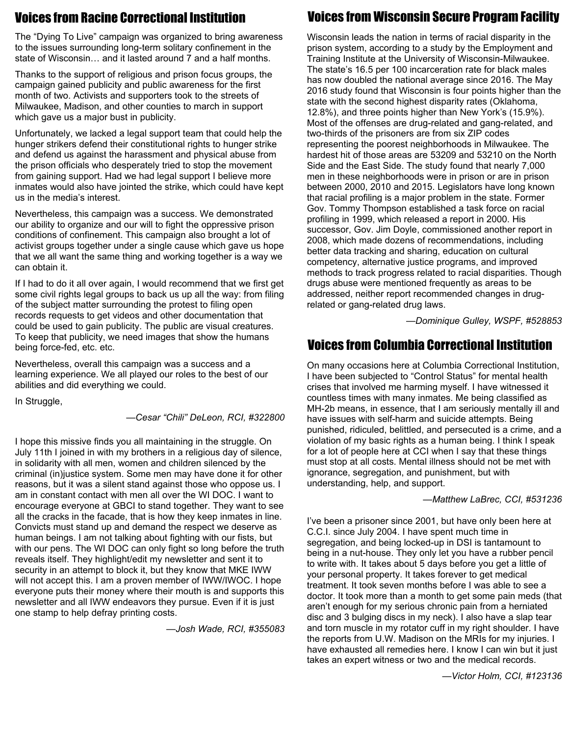## Voices from Racine Correctional Institution

The "Dying To Live" campaign was organized to bring awareness to the issues surrounding long-term solitary confinement in the state of Wisconsin… and it lasted around 7 and a half months.

Thanks to the support of religious and prison focus groups, the campaign gained publicity and public awareness for the first month of two. Activists and supporters took to the streets of Milwaukee, Madison, and other counties to march in support which gave us a major bust in publicity.

Unfortunately, we lacked a legal support team that could help the hunger strikers defend their constitutional rights to hunger strike and defend us against the harassment and physical abuse from the prison officials who desperately tried to stop the movement from gaining support. Had we had legal support I believe more inmates would also have jointed the strike, which could have kept us in the media's interest.

Nevertheless, this campaign was a success. We demonstrated our ability to organize and our will to fight the oppressive prison conditions of confinement. This campaign also brought a lot of activist groups together under a single cause which gave us hope that we all want the same thing and working together is a way we can obtain it.

If I had to do it all over again, I would recommend that we first get some civil rights legal groups to back us up all the way: from filing of the subject matter surrounding the protest to filing open records requests to get videos and other documentation that could be used to gain publicity. The public are visual creatures. To keep that publicity, we need images that show the humans being force-fed, etc. etc.

Nevertheless, overall this campaign was a success and a learning experience. We all played our roles to the best of our abilities and did everything we could.

In Struggle,

*—Cesar "Chili" DeLeon, RCI, #322800*

I hope this missive finds you all maintaining in the struggle. On July 11th I joined in with my brothers in a religious day of silence, in solidarity with all men, women and children silenced by the criminal (in)justice system. Some men may have done it for other reasons, but it was a silent stand against those who oppose us. I am in constant contact with men all over the WI DOC. I want to encourage everyone at GBCI to stand together. They want to see all the cracks in the facade, that is how they keep inmates in line. Convicts must stand up and demand the respect we deserve as human beings. I am not talking about fighting with our fists, but with our pens. The WI DOC can only fight so long before the truth reveals itself. They highlight/edit my newsletter and sent it to security in an attempt to block it, but they know that MKE IWW will not accept this. I am a proven member of IWW/IWOC. I hope everyone puts their money where their mouth is and supports this newsletter and all IWW endeavors they pursue. Even if it is just one stamp to help defray printing costs.

*—Josh Wade, RCI, #355083*

## Voices from Wisconsin Secure Program Facility

Wisconsin leads the nation in terms of racial disparity in the prison system, according to a study by the Employment and Training Institute at the University of Wisconsin-Milwaukee. The state's 16.5 per 100 incarceration rate for black males has now doubled the national average since 2016. The May 2016 study found that Wisconsin is four points higher than the state with the second highest disparity rates (Oklahoma, 12.8%), and three points higher than New York's (15.9%). Most of the offenses are drug-related and gang-related, and two-thirds of the prisoners are from six ZIP codes representing the poorest neighborhoods in Milwaukee. The hardest hit of those areas are 53209 and 53210 on the North Side and the East Side. The study found that nearly 7,000 men in these neighborhoods were in prison or are in prison between 2000, 2010 and 2015. Legislators have long known that racial profiling is a major problem in the state. Former Gov. Tommy Thompson established a task force on racial profiling in 1999, which released a report in 2000. His successor, Gov. Jim Doyle, commissioned another report in 2008, which made dozens of recommendations, including better data tracking and sharing, education on cultural competency, alternative justice programs, and improved methods to track progress related to racial disparities. Though drugs abuse were mentioned frequently as areas to be addressed, neither report recommended changes in drug-related or gang-related drug laws.

*—Dominique Gulley, WSPF, #528853*

## Voices from Columbia Correctional Institution

On many occasions here at Columbia Correctional Institution, I have been subjected to "Control Status" for mental health crises that involved me harming myself. I have witnessed it countless times with many inmates. Me being classified as MH-2b means, in essence, that I am seriously mentally ill and have issues with self-harm and suicide attempts. Being punished, ridiculed, belittled, and persecuted is a crime, and a violation of my basic rights as a human being. I think I speak for a lot of people here at CCI when I say that these things must stop at all costs. Mental illness should not be met with ignorance, segregation, and punishment, but with understanding, help, and support.

*—Matthew LaBrec, CCI, #531236*

I've been a prisoner since 2001, but have only been here at C.C.I. since July 2004. I have spent much time in segregation, and being locked-up in DSI is tantamount to being in a nut-house. They only let you have a rubber pencil to write with. It takes about 5 days before you get a little of your personal property. It takes forever to get medical treatment. It took seven months before I was able to see a doctor. It took more than a month to get some pain meds (that aren't enough for my serious chronic pain from a herniated disc and 3 bulging discs in my neck). I also have a slap tear and torn muscle in my rotator cuff in my right shoulder. I have the reports from U.W. Madison on the MRIs for my injuries. I have exhausted all remedies here. I know I can win but it just takes an expert witness or two and the medical records.

*—Victor Holm, CCI, #123136*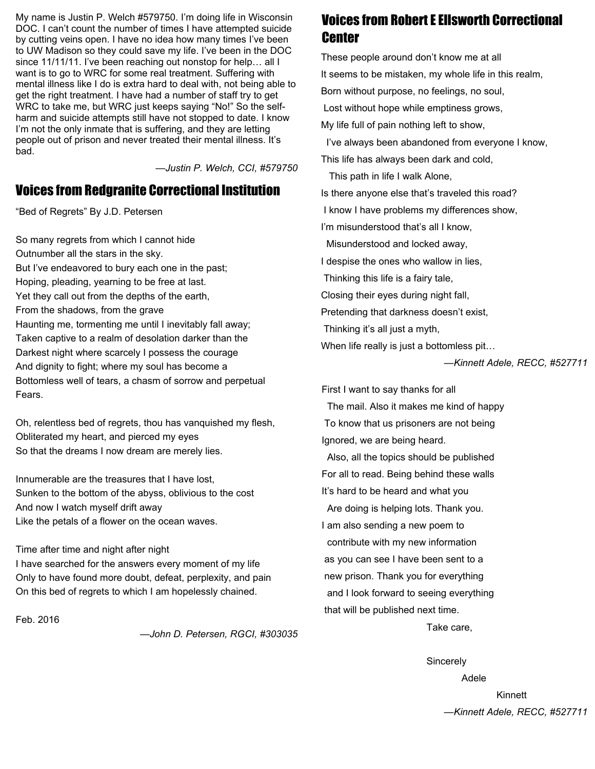My name is Justin P. Welch #579750. I'm doing life in Wisconsin DOC. I can't count the number of times I have attempted suicide by cutting veins open. I have no idea how many times I've been to UW Madison so they could save my life. I've been in the DOC since 11/11/11. I've been reaching out nonstop for help… all I want is to go to WRC for some real treatment. Suffering with mental illness like I do is extra hard to deal with, not being able to get the right treatment. I have had a number of staff try to get WRC to take me, but WRC just keeps saying "No!" So the self-harm and suicide attempts still have not stopped to date. I know I'm not the only inmate that is suffering, and they are letting people out of prison and never treated their mental illness. It's bad.

*—Justin P. Welch, CCI, #579750*

## Voices from Redgranite Correctional Institution

"Bed of Regrets" By J.D. Petersen

So many regrets from which I cannot hide  
Outnumber all the stars in the sky.  
But I've endeavored to bury each one in the past;  
Hoping, pleading, yearning to be free at last.  
Yet they call out from the depths of the earth,  
From the shadows, from the grave  
Haunting me, tormenting me until I inevitably fall away;  
Taken captive to a realm of desolation darker than the  
Darkest night where scarcely I possess the courage  
And dignity to fight; where my soul has become a  
Bottomless well of tears, a chasm of sorrow and perpetual  
Fears.

Oh, relentless bed of regrets, thou has vanquished my flesh,  
Obliterated my heart, and pierced my eyes  
So that the dreams I now dream are merely lies.

Innumerable are the treasures that I have lost,  
Sunken to the bottom of the abyss, oblivious to the cost  
And now I watch myself drift away  
Like the petals of a flower on the ocean waves.

Time after time and night after night  
I have searched for the answers every moment of my life  
Only to have found more doubt, defeat, perplexity, and pain  
On this bed of regrets to which I am hopelessly chained.

Feb. 2016

*—John D. Petersen, RGCI, #303035*

## Voices from Robert E Ellsworth Correctional Center

These people around don't know me at all  
It seems to be mistaken, my whole life in this realm,  
Born without purpose, no feelings, no soul,  
Lost without hope while emptiness grows,  
My life full of pain nothing left to show,  
I've always been abandoned from everyone I know,  
This life has always been dark and cold,  
This path in life I walk Alone,  
Is there anyone else that's traveled this road?  
I know I have problems my differences show,  
I'm misunderstood that's all I know,  
Misunderstood and locked away,  
I despise the ones who wallow in lies,  
Thinking this life is a fairy tale,  
Closing their eyes during night fall,  
Pretending that darkness doesn't exist,  
Thinking it's all just a myth,  
When life really is just a bottomless pit…

*—Kinnett Adele, RECC, #527711*

First I want to say thanks for all  
The mail. Also it makes me kind of happy  
To know that us prisoners are not being  
Ignored, we are being heard.  
Also, all the topics should be published  
For all to read. Being behind these walls  
It's hard to be heard and what you  
Are doing is helping lots. Thank you.  
I am also sending a new poem to  
contribute with my new information  
as you can see I have been sent to a  
new prison. Thank you for everything  
and I look forward to seeing everything  
that will be published next time.

Take care,

Sincerely  
Adele  
Kinnett

*—Kinnett Adele, RECC, #527711*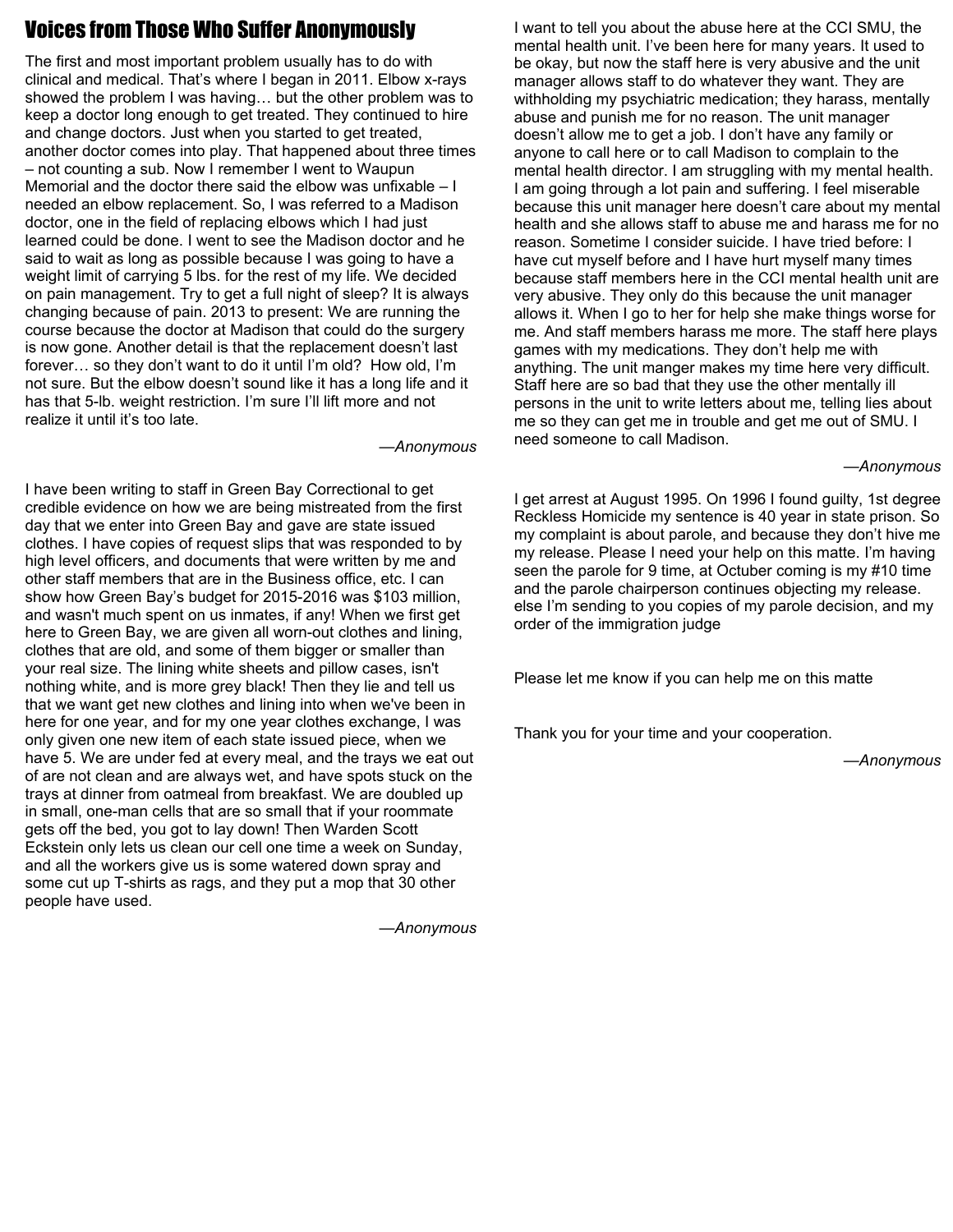# Voices from Those Who Suffer Anonymously

The first and most important problem usually has to do with clinical and medical. That's where I began in 2011. Elbow x-rays showed the problem I was having… but the other problem was to keep a doctor long enough to get treated. They continued to hire and change doctors. Just when you started to get treated, another doctor comes into play. That happened about three times – not counting a sub. Now I remember I went to Waupun Memorial and the doctor there said the elbow was unfixable – I needed an elbow replacement. So, I was referred to a Madison doctor, one in the field of replacing elbows which I had just learned could be done. I went to see the Madison doctor and he said to wait as long as possible because I was going to have a weight limit of carrying 5 lbs. for the rest of my life. We decided on pain management. Try to get a full night of sleep? It is always changing because of pain. 2013 to present: We are running the course because the doctor at Madison that could do the surgery is now gone. Another detail is that the replacement doesn't last forever… so they don't want to do it until I'm old? How old, I'm not sure. But the elbow doesn't sound like it has a long life and it has that 5-lb. weight restriction. I'm sure I'll lift more and not realize it until it's too late.

*—Anonymous*

I have been writing to staff in Green Bay Correctional to get credible evidence on how we are being mistreated from the first day that we enter into Green Bay and gave are state issued clothes. I have copies of request slips that was responded to by high level officers, and documents that were written by me and other staff members that are in the Business office, etc. I can show how Green Bay's budget for 2015-2016 was $103 million, and wasn't much spent on us inmates, if any! When we first get here to Green Bay, we are given all worn-out clothes and lining, clothes that are old, and some of them bigger or smaller than your real size. The lining white sheets and pillow cases, isn't nothing white, and is more grey black! Then they lie and tell us that we want get new clothes and lining into when we've been in here for one year, and for my one year clothes exchange, I was only given one new item of each state issued piece, when we have 5. We are under fed at every meal, and the trays we eat out of are not clean and are always wet, and have spots stuck on the trays at dinner from oatmeal from breakfast. We are doubled up in small, one-man cells that are so small that if your roommate gets off the bed, you got to lay down! Then Warden Scott Eckstein only lets us clean our cell one time a week on Sunday, and all the workers give us is some watered down spray and some cut up T-shirts as rags, and they put a mop that 30 other people have used.

*—Anonymous*

I want to tell you about the abuse here at the CCI SMU, the mental health unit. I've been here for many years. It used to be okay, but now the staff here is very abusive and the unit manager allows staff to do whatever they want. They are withholding my psychiatric medication; they harass, mentally abuse and punish me for no reason. The unit manager doesn't allow me to get a job. I don't have any family or anyone to call here or to call Madison to complain to the mental health director. I am struggling with my mental health. I am going through a lot pain and suffering. I feel miserable because this unit manager here doesn't care about my mental health and she allows staff to abuse me and harass me for no reason. Sometime I consider suicide. I have tried before: I have cut myself before and I have hurt myself many times because staff members here in the CCI mental health unit are very abusive. They only do this because the unit manager allows it. When I go to her for help she make things worse for me. And staff members harass me more. The staff here plays games with my medications. They don't help me with anything. The unit manger makes my time here very difficult. Staff here are so bad that they use the other mentally ill persons in the unit to write letters about me, telling lies about me so they can get me in trouble and get me out of SMU. I need someone to call Madison.

*—Anonymous*

I get arrest at August 1995. On 1996 I found guilty, 1st degree Reckless Homicide my sentence is 40 year in state prison. So my complaint is about parole, and because they don't hive me my release. Please I need your help on this matte. I'm having seen the parole for 9 time, at Octuber coming is my #10 time and the parole chairperson continues objecting my release. else I'm sending to you copies of my parole decision, and my order of the immigration judge

Please let me know if you can help me on this matte

Thank you for your time and your cooperation.

*—Anonymous*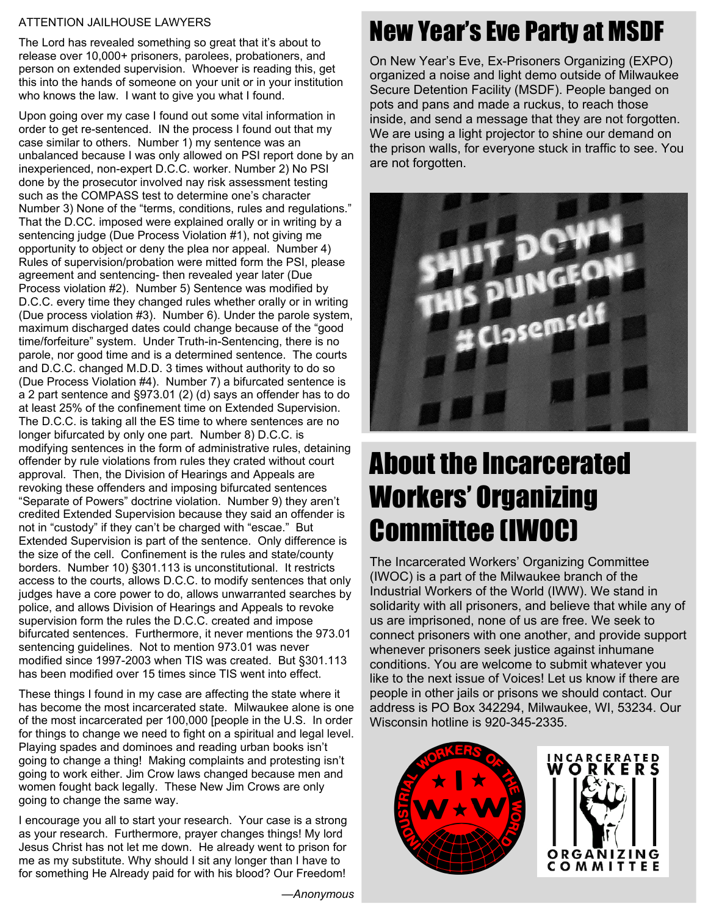ATTENTION JAILHOUSE LAWYERS

The Lord has revealed something so great that it's about to release over 10,000+ prisoners, parolees, probationers, and person on extended supervision. Whoever is reading this, get this into the hands of someone on your unit or in your institution who knows the law. I want to give you what I found.

Upon going over my case I found out some vital information in order to get re-sentenced. IN the process I found out that my case similar to others. Number 1) my sentence was an unbalanced because I was only allowed on PSI report done by an inexperienced, non-expert D.C.C. worker. Number 2) No PSI done by the prosecutor involved nay risk assessment testing such as the COMPASS test to determine one's character Number 3) None of the "terms, conditions, rules and regulations." That the D.CC. imposed were explained orally or in writing by a sentencing judge (Due Process Violation #1), not giving me opportunity to object or deny the plea nor appeal. Number 4) Rules of supervision/probation were mitted form the PSI, please agreement and sentencing- then revealed year later (Due Process violation #2). Number 5) Sentence was modified by D.C.C. every time they changed rules whether orally or in writing (Due process violation #3). Number 6). Under the parole system, maximum discharged dates could change because of the "good time/forfeiture" system. Under Truth-in-Sentencing, there is no parole, nor good time and is a determined sentence. The courts and D.C.C. changed M.D.D. 3 times without authority to do so (Due Process Violation #4). Number 7) a bifurcated sentence is a 2 part sentence and §973.01 (2) (d) says an offender has to do at least 25% of the confinement time on Extended Supervision. The D.C.C. is taking all the ES time to where sentences are no longer bifurcated by only one part. Number 8) D.C.C. is modifying sentences in the form of administrative rules, detaining offender by rule violations from rules they crated without court approval. Then, the Division of Hearings and Appeals are revoking these offenders and imposing bifurcated sentences "Separate of Powers" doctrine violation. Number 9) they aren't credited Extended Supervision because they said an offender is not in "custody" if they can't be charged with "escae." But Extended Supervision is part of the sentence. Only difference is the size of the cell. Confinement is the rules and state/county borders. Number 10) §301.113 is unconstitutional. It restricts access to the courts, allows D.C.C. to modify sentences that only judges have a core power to do, allows unwarranted searches by police, and allows Division of Hearings and Appeals to revoke supervision form the rules the D.C.C. created and impose bifurcated sentences. Furthermore, it never mentions the 973.01 sentencing guidelines. Not to mention 973.01 was never modified since 1997-2003 when TIS was created. But §301.113 has been modified over 15 times since TIS went into effect.

These things I found in my case are affecting the state where it has become the most incarcerated state. Milwaukee alone is one of the most incarcerated per 100,000 [people in the U.S. In order for things to change we need to fight on a spiritual and legal level. Playing spades and dominoes and reading urban books isn't going to change a thing! Making complaints and protesting isn't going to work either. Jim Crow laws changed because men and women fought back legally. These New Jim Crows are only going to change the same way.

I encourage you all to start your research. Your case is a strong as your research. Furthermore, prayer changes things! My lord Jesus Christ has not let me down. He already went to prison for me as my substitute. Why should I sit any longer than I have to for something He Already paid for with his blood? Our Freedom!

*—Anonymous*

# New Year's Eve Party at MSDF

On New Year's Eve, Ex-Prisoners Organizing (EXPO) organized a noise and light demo outside of Milwaukee Secure Detention Facility (MSDF). People banged on pots and pans and made a ruckus, to reach those inside, and send a message that they are not forgotten. We are using a light projector to shine our demand on the prison walls, for everyone stuck in traffic to see. You are not forgotten.

# About the Incarcerated Workers' Organizing Committee (IWOC)

The Incarcerated Workers' Organizing Committee (IWOC) is a part of the Milwaukee branch of the Industrial Workers of the World (IWW). We stand in solidarity with all prisoners, and believe that while any of us are imprisoned, none of us are free. We seek to connect prisoners with one another, and provide support whenever prisoners seek justice against inhumane conditions. You are welcome to submit whatever you like to the next issue of Voices! Let us know if there are people in other jails or prisons we should contact. Our address is PO Box 342294, Milwaukee, WI, 53234. Our Wisconsin hotline is 920-345-2335.